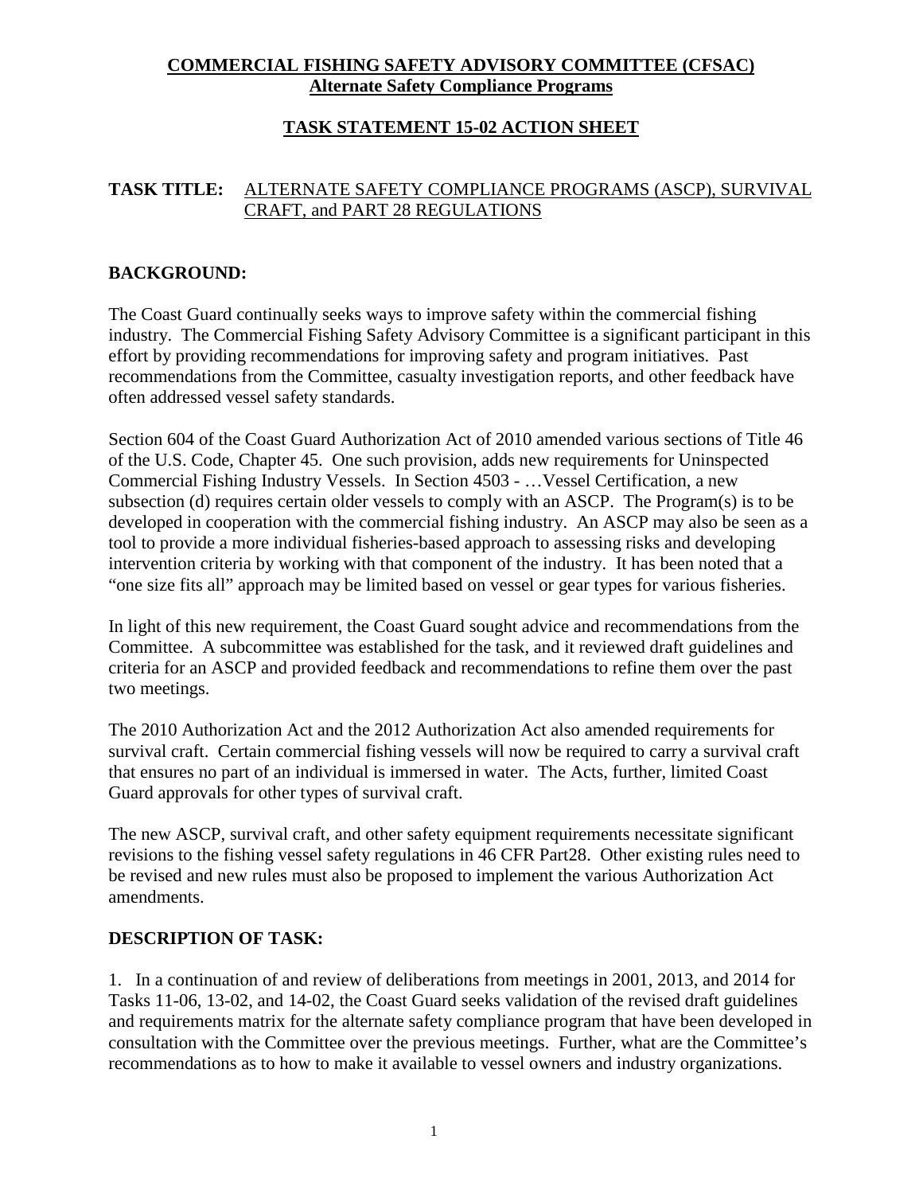# COMMERCIAL FISHING SAFETY ADVISORY COMMITTEE (CFSAC)
## Alternate Safety Compliance Programs

## TASK STATEMENT 15-02 ACTION SHEET

**TASK TITLE:** ALTERNATE SAFETY COMPLIANCE PROGRAMS (ASCP), SURVIVAL CRAFT, and PART 28 REGULATIONS

**BACKGROUND:**

The Coast Guard continually seeks ways to improve safety within the commercial fishing industry. The Commercial Fishing Safety Advisory Committee is a significant participant in this effort by providing recommendations for improving safety and program initiatives. Past recommendations from the Committee, casualty investigation reports, and other feedback have often addressed vessel safety standards.

Section 604 of the Coast Guard Authorization Act of 2010 amended various sections of Title 46 of the U.S. Code, Chapter 45. One such provision, adds new requirements for Uninspected Commercial Fishing Industry Vessels. In Section 4503 - …Vessel Certification, a new subsection (d) requires certain older vessels to comply with an ASCP. The Program(s) is to be developed in cooperation with the commercial fishing industry. An ASCP may also be seen as a tool to provide a more individual fisheries-based approach to assessing risks and developing intervention criteria by working with that component of the industry. It has been noted that a "one size fits all" approach may be limited based on vessel or gear types for various fisheries.

In light of this new requirement, the Coast Guard sought advice and recommendations from the Committee. A subcommittee was established for the task, and it reviewed draft guidelines and criteria for an ASCP and provided feedback and recommendations to refine them over the past two meetings.

The 2010 Authorization Act and the 2012 Authorization Act also amended requirements for survival craft. Certain commercial fishing vessels will now be required to carry a survival craft that ensures no part of an individual is immersed in water. The Acts, further, limited Coast Guard approvals for other types of survival craft.

The new ASCP, survival craft, and other safety equipment requirements necessitate significant revisions to the fishing vessel safety regulations in 46 CFR Part28. Other existing rules need to be revised and new rules must also be proposed to implement the various Authorization Act amendments.

**DESCRIPTION OF TASK:**

1. In a continuation of and review of deliberations from meetings in 2001, 2013, and 2014 for Tasks 11-06, 13-02, and 14-02, the Coast Guard seeks validation of the revised draft guidelines and requirements matrix for the alternate safety compliance program that have been developed in consultation with the Committee over the previous meetings. Further, what are the Committee's recommendations as to how to make it available to vessel owners and industry organizations.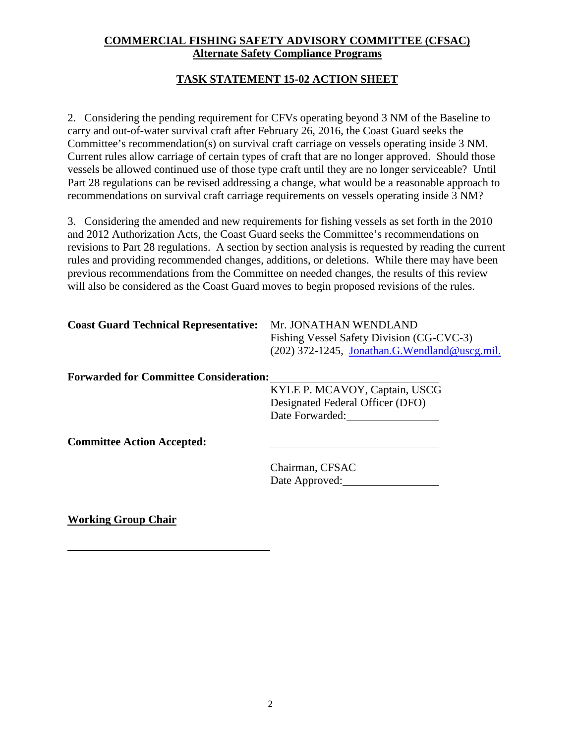**COMMERCIAL FISHING SAFETY ADVISORY COMMITTEE (CFSAC)**
**Alternate Safety Compliance Programs**

**TASK STATEMENT 15-02 ACTION SHEET**

2. Considering the pending requirement for CFVs operating beyond 3 NM of the Baseline to carry and out-of-water survival craft after February 26, 2016, the Coast Guard seeks the Committee's recommendation(s) on survival craft carriage on vessels operating inside 3 NM. Current rules allow carriage of certain types of craft that are no longer approved. Should those vessels be allowed continued use of those type craft until they are no longer serviceable? Until Part 28 regulations can be revised addressing a change, what would be a reasonable approach to recommendations on survival craft carriage requirements on vessels operating inside 3 NM?

3. Considering the amended and new requirements for fishing vessels as set forth in the 2010 and 2012 Authorization Acts, the Coast Guard seeks the Committee's recommendations on revisions to Part 28 regulations. A section by section analysis is requested by reading the current rules and providing recommended changes, additions, or deletions. While there may have been previous recommendations from the Committee on needed changes, the results of this review will also be considered as the Coast Guard moves to begin proposed revisions of the rules.

**Coast Guard Technical Representative:** Mr. JONATHAN WENDLAND
Fishing Vessel Safety Division (CG-CVC-3)
(202) 372-1245, Jonathan.G.Wendland@uscg.mil.

**Forwarded for Committee Consideration:** ____________________
KYLE P. MCAVOY, Captain, USCG
Designated Federal Officer (DFO)
Date Forwarded: ____________

**Committee Action Accepted:** ____________________

Chairman, CFSAC
Date Approved: ____________

**Working Group Chair**

____________________